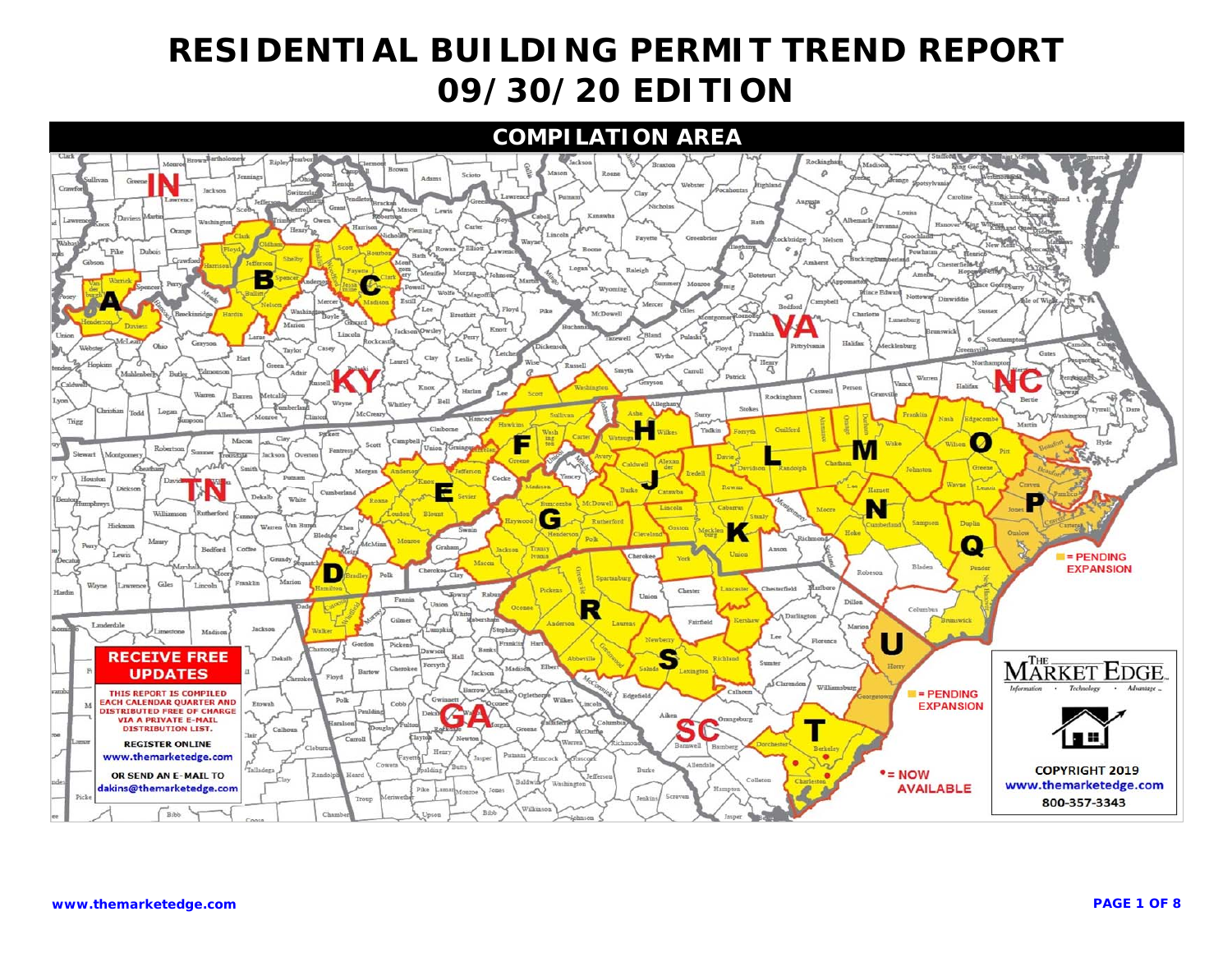# RESIDENTIAL BUILDING PERMIT TREND REPORT
# 09/30/20 EDITION

## COMPILATION AREA

= PENDING EXPANSION

= NOW AVAILABLE

**RECEIVE FREE UPDATES**

THIS REPORT IS COMPILED EACH CALENDAR QUARTER AND DISTRIBUTED FREE OF CHARGE VIA A PRIVATE E-MAIL DISTRIBUTION LIST.

**REGISTER ONLINE**
www.themarketedge.com

OR SEND AN E-MAIL TO
dakins@themarketedge.com

THE MARKET EDGE
Information · Technology · Advantage

COPYRIGHT 2019
www.themarketedge.com
800-357-3343

www.themarketedge.com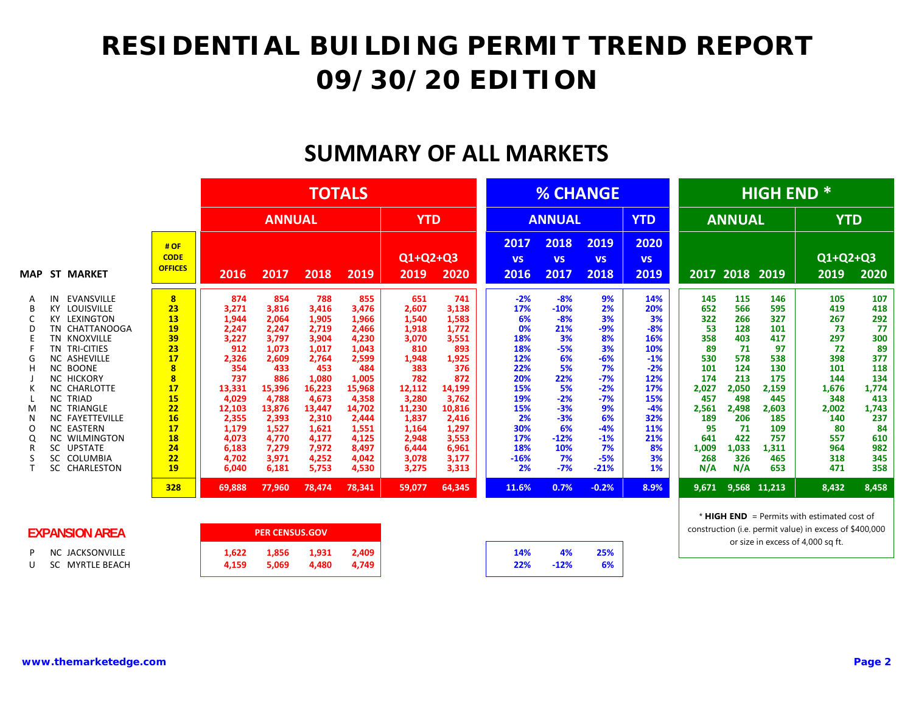# RESIDENTIAL BUILDING PERMIT TREND REPORT 09/30/20 EDITION

## SUMMARY OF ALL MARKETS

| MAP | ST | MARKET | # OF CODE OFFICES | TOTALS ANNUAL 2016 | 2017 | 2018 | 2019 | TOTALS YTD Q1+Q2+Q3 2019 | 2020 | % CHANGE ANNUAL 2017 vs 2016 | 2018 vs 2017 | 2019 vs 2018 | % CHANGE YTD 2020 vs 2019 | HIGH END * ANNUAL 2017 | 2018 | 2019 | HIGH END * YTD Q1+Q2+Q3 2019 | 2020 |
|---|---|---|---|---|---|---|---|---|---|---|---|---|---|---|---|---|---|---|
| A | IN | EVANSVILLE | 8 | 874 | 854 | 788 | 855 | 651 | 741 | -2% | -8% | 9% | 14% | 145 | 115 | 146 | 105 | 107 |
| B | KY | LOUISVILLE | 23 | 3,271 | 3,816 | 3,416 | 3,476 | 2,607 | 3,138 | 17% | -10% | 2% | 20% | 652 | 566 | 595 | 419 | 418 |
| C | KY | LEXINGTON | 13 | 1,944 | 2,064 | 1,905 | 1,966 | 1,540 | 1,583 | 6% | -8% | 3% | 3% | 322 | 266 | 327 | 267 | 292 |
| D | TN | CHATTANOOGA | 19 | 2,247 | 2,247 | 2,719 | 2,466 | 1,918 | 1,772 | 0% | 21% | -9% | -8% | 53 | 128 | 101 | 73 | 77 |
| E | TN | KNOXVILLE | 39 | 3,227 | 3,797 | 3,904 | 4,230 | 3,070 | 3,551 | 18% | 3% | 8% | 16% | 358 | 403 | 417 | 297 | 300 |
| F | TN | TRI-CITIES | 23 | 912 | 1,073 | 1,017 | 1,043 | 810 | 893 | 18% | -5% | 3% | 10% | 89 | 71 | 97 | 72 | 89 |
| G | NC | ASHEVILLE | 17 | 2,326 | 2,609 | 2,764 | 2,599 | 1,948 | 1,925 | 12% | 6% | -6% | -1% | 530 | 578 | 538 | 398 | 377 |
| H | NC | BOONE | 8 | 354 | 433 | 453 | 484 | 383 | 376 | 22% | 5% | 7% | -2% | 101 | 124 | 130 | 101 | 118 |
| J | NC | HICKORY | 8 | 737 | 886 | 1,080 | 1,005 | 782 | 872 | 20% | 22% | -7% | 12% | 174 | 213 | 175 | 144 | 134 |
| K | NC | CHARLOTTE | 17 | 13,331 | 15,396 | 16,223 | 15,968 | 12,112 | 14,199 | 15% | 5% | -2% | 17% | 2,027 | 2,050 | 2,159 | 1,676 | 1,774 |
| L | NC | TRIAD | 15 | 4,029 | 4,788 | 4,673 | 4,358 | 3,280 | 3,762 | 19% | -2% | -7% | 15% | 457 | 498 | 445 | 348 | 413 |
| M | NC | TRIANGLE | 22 | 12,103 | 13,876 | 13,447 | 14,702 | 11,230 | 10,816 | 15% | -3% | 9% | -4% | 2,561 | 2,498 | 2,603 | 2,002 | 1,743 |
| N | NC | FAYETTEVILLE | 16 | 2,355 | 2,393 | 2,310 | 2,444 | 1,837 | 2,416 | 2% | -3% | 6% | 32% | 189 | 206 | 185 | 140 | 237 |
| O | NC | EASTERN | 17 | 1,179 | 1,527 | 1,621 | 1,551 | 1,164 | 1,297 | 30% | 6% | -4% | 11% | 95 | 71 | 109 | 80 | 84 |
| Q | NC | WILMINGTON | 18 | 4,073 | 4,770 | 4,177 | 4,125 | 2,948 | 3,553 | 17% | -12% | -1% | 21% | 641 | 422 | 757 | 557 | 610 |
| R | SC | UPSTATE | 24 | 6,183 | 7,279 | 7,972 | 8,497 | 6,444 | 6,961 | 18% | 10% | 7% | 8% | 1,009 | 1,033 | 1,311 | 964 | 982 |
| S | SC | COLUMBIA | 22 | 4,702 | 3,971 | 4,252 | 4,042 | 3,078 | 3,177 | -16% | 7% | -5% | 3% | 268 | 326 | 465 | 318 | 345 |
| T | SC | CHARLESTON | 19 | 6,040 | 6,181 | 5,753 | 4,530 | 3,275 | 3,313 | 2% | -7% | -21% | 1% | N/A | N/A | 653 | 471 | 358 |
| | | | 328 | 69,888 | 77,960 | 78,474 | 78,341 | 59,077 | 64,345 | 11.6% | 0.7% | -0.2% | 8.9% | 9,671 | 9,568 | 11,213 | 8,432 | 8,458 |

**EXPANSION AREA**

| MAP | ST | MARKET | PER CENSUS.GOV 2016 | 2017 | 2018 | 2019 | 2017 vs 2016 | 2018 vs 2017 | 2019 vs 2018 |
|---|---|---|---|---|---|---|---|---|---|
| P | NC | JACKSONVILLE | 1,622 | 1,856 | 1,931 | 2,409 | 14% | 4% | 25% |
| U | SC | MYRTLE BEACH | 4,159 | 5,069 | 4,480 | 4,749 | 22% | -12% | 6% |

\* **HIGH END** = Permits with estimated cost of construction (i.e. permit value) in excess of $400,000 or size in excess of 4,000 sq ft.

www.themarketedge.com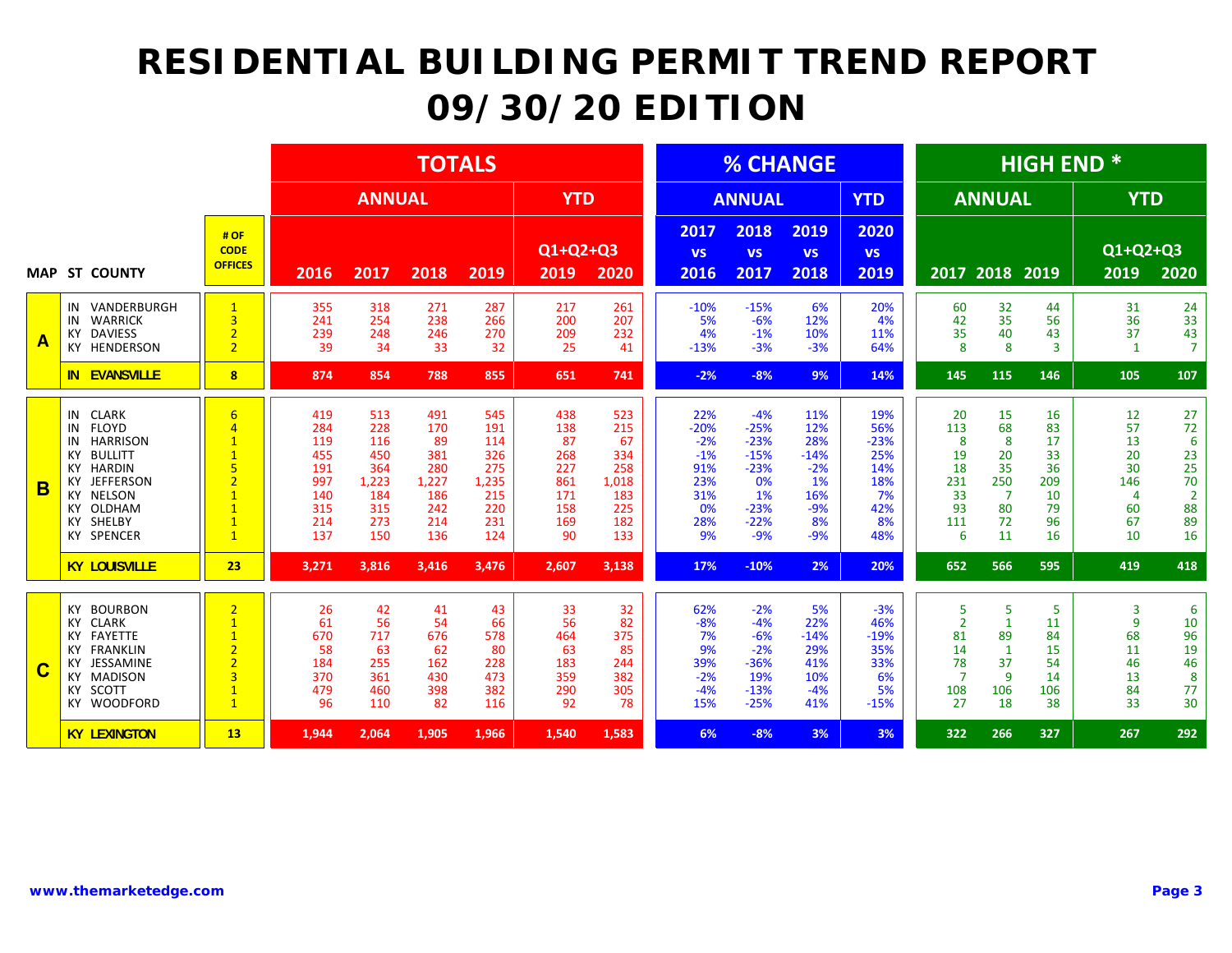# RESIDENTIAL BUILDING PERMIT TREND REPORT
# 09/30/20 EDITION

| MAP | ST | COUNTY | # OF CODE OFFICES | TOTALS | | | | | | % CHANGE | | | | HIGH END * | | | | |
|---|---|---|---|---|---|---|---|---|---|---|---|---|---|---|---|---|---|---|
| | | | | ANNUAL | | | | YTD | | ANNUAL | | | YTD | ANNUAL | | | YTD | |
| | | | | 2016 | 2017 | 2018 | 2019 | Q1+Q2+Q3 2019 | 2020 | 2017 vs 2016 | 2018 vs 2017 | 2019 vs 2018 | 2020 vs 2019 | 2017 | 2018 | 2019 | Q1+Q2+Q3 2019 | 2020 |
| A | IN | VANDERBURGH | 1 | 355 | 318 | 271 | 287 | 217 | 261 | -10% | -15% | 6% | 20% | 60 | 32 | 44 | 31 | 24 |
| A | IN | WARRICK | 3 | 241 | 254 | 238 | 266 | 200 | 207 | 5% | -6% | 12% | 4% | 42 | 35 | 56 | 36 | 33 |
| A | KY | DAVIESS | 2 | 239 | 248 | 246 | 270 | 209 | 232 | 4% | -1% | 10% | 11% | 35 | 40 | 43 | 37 | 43 |
| A | KY | HENDERSON | 2 | 39 | 34 | 33 | 32 | 25 | 41 | -13% | -3% | -3% | 64% | 8 | 8 | 3 | 1 | 7 |
| A | IN | EVANSVILLE | 8 | 874 | 854 | 788 | 855 | 651 | 741 | -2% | -8% | 9% | 14% | 145 | 115 | 146 | 105 | 107 |
| B | IN | CLARK | 6 | 419 | 513 | 491 | 545 | 438 | 523 | 22% | -4% | 11% | 19% | 20 | 15 | 16 | 12 | 27 |
| B | IN | FLOYD | 4 | 284 | 228 | 170 | 191 | 138 | 215 | -20% | -25% | 12% | 56% | 113 | 68 | 83 | 57 | 72 |
| B | IN | HARRISON | 1 | 119 | 116 | 89 | 114 | 87 | 67 | -2% | -23% | 28% | -23% | 8 | 8 | 17 | 13 | 6 |
| B | KY | BULLITT | 1 | 455 | 450 | 381 | 326 | 268 | 334 | -1% | -15% | -14% | 25% | 19 | 20 | 33 | 20 | 23 |
| B | KY | HARDIN | 5 | 191 | 364 | 280 | 275 | 227 | 258 | 91% | -23% | -2% | 14% | 18 | 35 | 36 | 30 | 25 |
| B | KY | JEFFERSON | 2 | 997 | 1,223 | 1,227 | 1,235 | 861 | 1,018 | 23% | 0% | 1% | 18% | 231 | 250 | 209 | 146 | 70 |
| B | KY | NELSON | 1 | 140 | 184 | 186 | 215 | 171 | 183 | 31% | 1% | 16% | 7% | 33 | 7 | 10 | 4 | 2 |
| B | KY | OLDHAM | 1 | 315 | 315 | 242 | 220 | 158 | 225 | 0% | -23% | -9% | 42% | 93 | 80 | 79 | 60 | 88 |
| B | KY | SHELBY | 1 | 214 | 273 | 214 | 231 | 169 | 182 | 28% | -22% | 8% | 8% | 111 | 72 | 96 | 67 | 89 |
| B | KY | SPENCER | 1 | 137 | 150 | 136 | 124 | 90 | 133 | 9% | -9% | -9% | 48% | 6 | 11 | 16 | 10 | 16 |
| B | KY | LOUISVILLE | 23 | 3,271 | 3,816 | 3,416 | 3,476 | 2,607 | 3,138 | 17% | -10% | 2% | 20% | 652 | 566 | 595 | 419 | 418 |
| C | KY | BOURBON | 2 | 26 | 42 | 41 | 43 | 33 | 32 | 62% | -2% | 5% | -3% | 5 | 5 | 5 | 3 | 6 |
| C | KY | CLARK | 1 | 61 | 56 | 54 | 66 | 56 | 82 | -8% | -4% | 22% | 46% | 2 | 1 | 11 | 9 | 10 |
| C | KY | FAYETTE | 1 | 670 | 717 | 676 | 578 | 464 | 375 | 7% | -6% | -14% | -19% | 81 | 89 | 84 | 68 | 96 |
| C | KY | FRANKLIN | 2 | 58 | 63 | 62 | 80 | 63 | 85 | 9% | -2% | 29% | 35% | 14 | 1 | 15 | 11 | 19 |
| C | KY | JESSAMINE | 2 | 184 | 255 | 162 | 228 | 183 | 244 | 39% | -36% | 41% | 33% | 78 | 37 | 54 | 46 | 46 |
| C | KY | MADISON | 3 | 370 | 361 | 430 | 473 | 359 | 382 | -2% | 19% | 10% | 6% | 7 | 9 | 14 | 13 | 8 |
| C | KY | SCOTT | 1 | 479 | 460 | 398 | 382 | 290 | 305 | -4% | -13% | -4% | 5% | 108 | 106 | 106 | 84 | 77 |
| C | KY | WOODFORD | 1 | 96 | 110 | 82 | 116 | 92 | 78 | 15% | -25% | 41% | -15% | 27 | 18 | 38 | 33 | 30 |
| C | KY | LEXINGTON | 13 | 1,944 | 2,064 | 1,905 | 1,966 | 1,540 | 1,583 | 6% | -8% | 3% | 3% | 322 | 266 | 327 | 267 | 292 |

www.themarketedge.com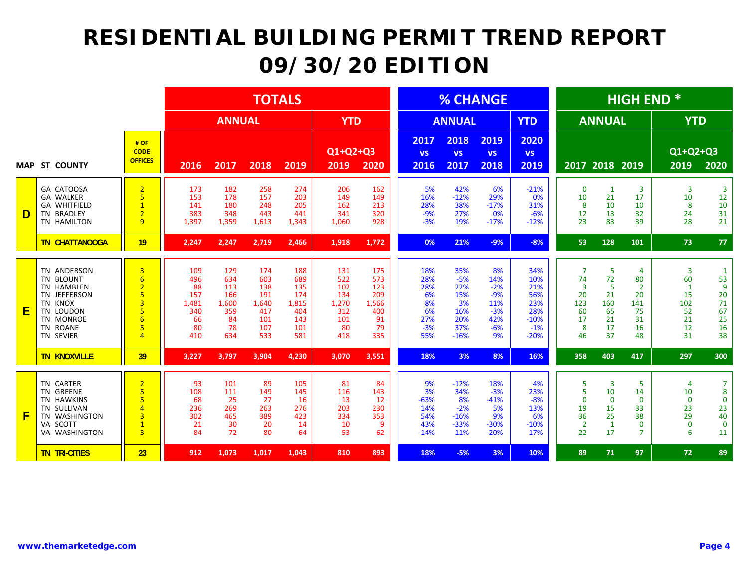# RESIDENTIAL BUILDING PERMIT TREND REPORT
# 09/30/20 EDITION

| MAP | ST | COUNTY | # OF CODE OFFICES | TOTALS ANNUAL 2016 | TOTALS ANNUAL 2017 | TOTALS ANNUAL 2018 | TOTALS ANNUAL 2019 | TOTALS YTD Q1+Q2+Q3 2019 | TOTALS YTD Q1+Q2+Q3 2020 | % CHANGE ANNUAL 2017 vs 2016 | % CHANGE ANNUAL 2018 vs 2017 | % CHANGE ANNUAL 2019 vs 2018 | % CHANGE YTD 2020 vs 2019 | HIGH END * ANNUAL 2017 | HIGH END * ANNUAL 2018 | HIGH END * ANNUAL 2019 | HIGH END * YTD Q1+Q2+Q3 2019 | HIGH END * YTD Q1+Q2+Q3 2020 |
|---|---|---|---|---|---|---|---|---|---|---|---|---|---|---|---|---|---|---|
| D | GA | CATOOSA | 2 | 173 | 182 | 258 | 274 | 206 | 162 | 5% | 42% | 6% | -21% | 0 | 1 | 3 | 3 | 3 |
| D | GA | WALKER | 5 | 153 | 178 | 157 | 203 | 149 | 149 | 16% | -12% | 29% | 0% | 10 | 21 | 17 | 10 | 12 |
| D | GA | WHITFIELD | 1 | 141 | 180 | 248 | 205 | 162 | 213 | 28% | 38% | -17% | 31% | 8 | 10 | 10 | 8 | 10 |
| D | TN | BRADLEY | 2 | 383 | 348 | 443 | 441 | 341 | 320 | -9% | 27% | 0% | -6% | 12 | 13 | 32 | 24 | 31 |
| D | TN | HAMILTON | 9 | 1,397 | 1,359 | 1,613 | 1,343 | 1,060 | 928 | -3% | 19% | -17% | -12% | 23 | 83 | 39 | 28 | 21 |
| D | TN | CHATTANOOGA | 19 | 2,247 | 2,247 | 2,719 | 2,466 | 1,918 | 1,772 | 0% | 21% | -9% | -8% | 53 | 128 | 101 | 73 | 77 |
| E | TN | ANDERSON | 3 | 109 | 129 | 174 | 188 | 131 | 175 | 18% | 35% | 8% | 34% | 7 | 5 | 4 | 3 | 1 |
| E | TN | BLOUNT | 6 | 496 | 634 | 603 | 689 | 522 | 573 | 28% | -5% | 14% | 10% | 74 | 72 | 80 | 60 | 53 |
| E | TN | HAMBLEN | 2 | 88 | 113 | 138 | 135 | 102 | 123 | 28% | 22% | -2% | 21% | 3 | 5 | 2 | 1 | 9 |
| E | TN | JEFFERSON | 5 | 157 | 166 | 191 | 174 | 134 | 209 | 6% | 15% | -9% | 56% | 20 | 21 | 20 | 15 | 20 |
| E | TN | KNOX | 3 | 1,481 | 1,600 | 1,640 | 1,815 | 1,270 | 1,566 | 8% | 3% | 11% | 23% | 123 | 160 | 141 | 102 | 71 |
| E | TN | LOUDON | 5 | 340 | 359 | 417 | 404 | 312 | 400 | 6% | 16% | -3% | 28% | 60 | 65 | 75 | 52 | 67 |
| E | TN | MONROE | 6 | 66 | 84 | 101 | 143 | 101 | 91 | 27% | 20% | 42% | -10% | 17 | 21 | 31 | 21 | 25 |
| E | TN | ROANE | 5 | 80 | 78 | 107 | 101 | 80 | 79 | -3% | 37% | -6% | -1% | 8 | 17 | 16 | 12 | 16 |
| E | TN | SEVIER | 4 | 410 | 634 | 533 | 581 | 418 | 335 | 55% | -16% | 9% | -20% | 46 | 37 | 48 | 31 | 38 |
| E | TN | KNOXVILLE | 39 | 3,227 | 3,797 | 3,904 | 4,230 | 3,070 | 3,551 | 18% | 3% | 8% | 16% | 358 | 403 | 417 | 297 | 300 |
| F | TN | CARTER | 2 | 93 | 101 | 89 | 105 | 81 | 84 | 9% | -12% | 18% | 4% | 5 | 3 | 5 | 4 | 7 |
| F | TN | GREENE | 5 | 108 | 111 | 149 | 145 | 116 | 143 | 3% | 34% | -3% | 23% | 5 | 10 | 14 | 10 | 8 |
| F | TN | HAWKINS | 5 | 68 | 25 | 27 | 16 | 13 | 12 | -63% | 8% | -41% | -8% | 0 | 0 | 0 | 0 | 0 |
| F | TN | SULLIVAN | 4 | 236 | 269 | 263 | 276 | 203 | 230 | 14% | -2% | 5% | 13% | 19 | 15 | 33 | 23 | 23 |
| F | TN | WASHINGTON | 3 | 302 | 465 | 389 | 423 | 334 | 353 | 54% | -16% | 9% | 6% | 36 | 25 | 38 | 29 | 40 |
| F | VA | SCOTT | 1 | 21 | 30 | 20 | 14 | 10 | 9 | 43% | -33% | -30% | -10% | 2 | 1 | 0 | 0 | 0 |
| F | VA | WASHINGTON | 3 | 84 | 72 | 80 | 64 | 53 | 62 | -14% | 11% | -20% | 17% | 22 | 17 | 7 | 6 | 11 |
| F | TN | TRI-CITIES | 23 | 912 | 1,073 | 1,017 | 1,043 | 810 | 893 | 18% | -5% | 3% | 10% | 89 | 71 | 97 | 72 | 89 |

www.themarketedge.com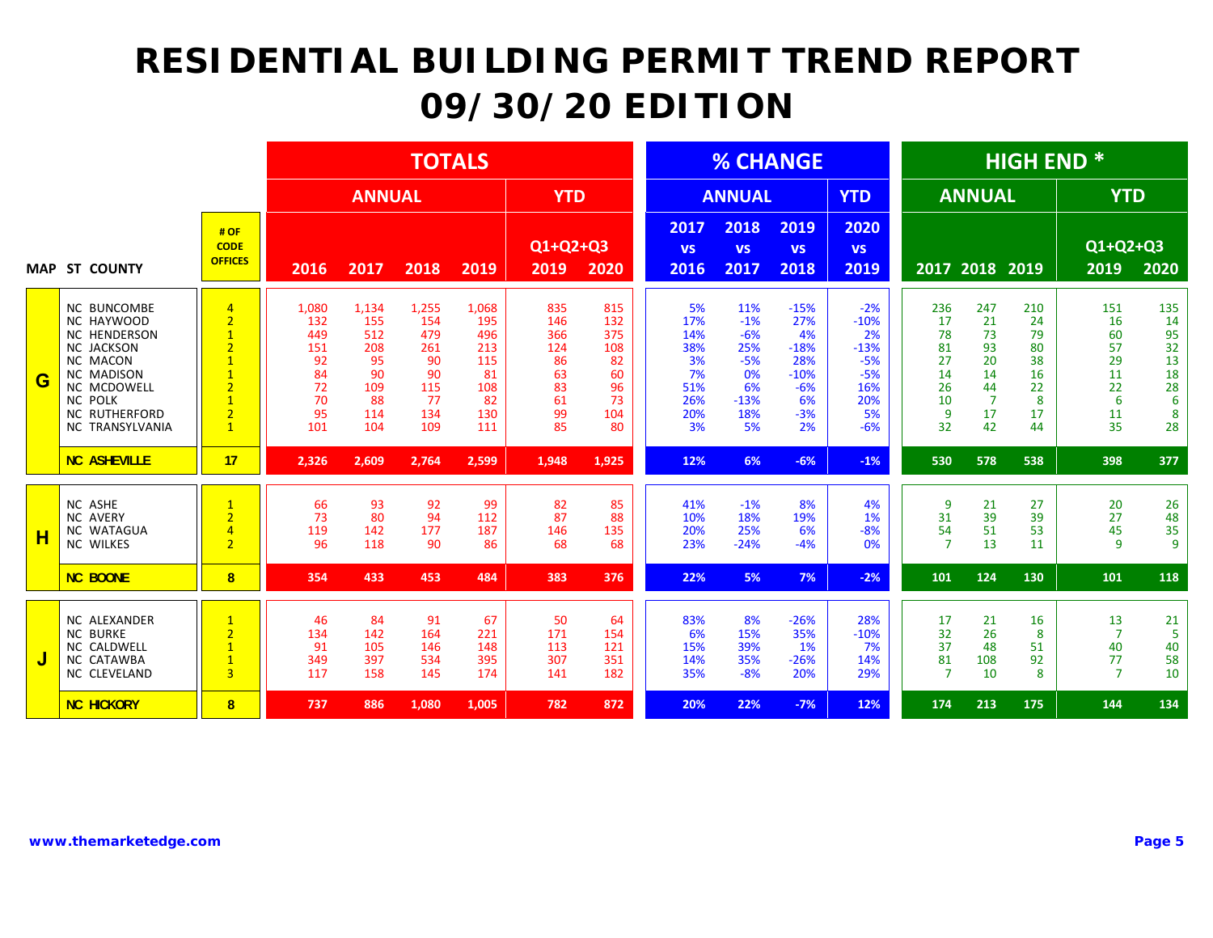# RESIDENTIAL BUILDING PERMIT TREND REPORT
# 09/30/20 EDITION

| MAP | ST COUNTY | # OF CODE OFFICES | TOTALS | | | | | | % CHANGE | | | | HIGH END * | | | | |
|---|---|---|---|---|---|---|---|---|---|---|---|---|---|---|---|---|---|
| | | | ANNUAL | | | | YTD | | ANNUAL | | | YTD | ANNUAL | | | YTD | |
| | | | 2016 | 2017 | 2018 | 2019 | Q1+Q2+Q3 2019 | Q1+Q2+Q3 2020 | 2017 vs 2016 | 2018 vs 2017 | 2019 vs 2018 | 2020 vs 2019 | 2017 | 2018 | 2019 | Q1+Q2+Q3 2019 | Q1+Q2+Q3 2020 |
| G | NC BUNCOMBE | 4 | 1,080 | 1,134 | 1,255 | 1,068 | 835 | 815 | 5% | 11% | -15% | -2% | 236 | 247 | 210 | 151 | 135 |
| | NC HAYWOOD | 2 | 132 | 155 | 154 | 195 | 146 | 132 | 17% | -1% | 27% | -10% | 17 | 21 | 24 | 16 | 14 |
| | NC HENDERSON | 1 | 449 | 512 | 479 | 496 | 366 | 375 | 14% | -6% | 4% | 2% | 78 | 73 | 79 | 60 | 95 |
| | NC JACKSON | 2 | 151 | 208 | 261 | 213 | 124 | 108 | 38% | 25% | -18% | -13% | 81 | 93 | 80 | 57 | 32 |
| | NC MACON | 1 | 92 | 95 | 90 | 115 | 86 | 82 | 3% | -5% | 28% | -5% | 27 | 20 | 38 | 29 | 13 |
| | NC MADISON | 1 | 84 | 90 | 90 | 81 | 63 | 60 | 7% | 0% | -10% | -5% | 14 | 14 | 16 | 11 | 18 |
| | NC MCDOWELL | 2 | 72 | 109 | 115 | 108 | 83 | 96 | 51% | 6% | -6% | 16% | 26 | 44 | 22 | 22 | 28 |
| | NC POLK | 1 | 70 | 88 | 77 | 82 | 61 | 73 | 26% | -13% | 6% | 20% | 10 | 7 | 8 | 6 | 6 |
| | NC RUTHERFORD | 2 | 95 | 114 | 134 | 130 | 99 | 104 | 20% | 18% | -3% | 5% | 9 | 17 | 17 | 11 | 8 |
| | NC TRANSYLVANIA | 1 | 101 | 104 | 109 | 111 | 85 | 80 | 3% | 5% | 2% | -6% | 32 | 42 | 44 | 35 | 28 |
| | **NC ASHEVILLE** | **17** | **2,326** | **2,609** | **2,764** | **2,599** | **1,948** | **1,925** | **12%** | **6%** | **-6%** | **-1%** | **530** | **578** | **538** | **398** | **377** |
| H | NC ASHE | 1 | 66 | 93 | 92 | 99 | 82 | 85 | 41% | -1% | 8% | 4% | 9 | 21 | 27 | 20 | 26 |
| | NC AVERY | 2 | 73 | 80 | 94 | 112 | 87 | 88 | 10% | 18% | 19% | 1% | 31 | 39 | 39 | 27 | 48 |
| | NC WATAGUA | 4 | 119 | 142 | 177 | 187 | 146 | 135 | 20% | 25% | 6% | -8% | 54 | 51 | 53 | 45 | 35 |
| | NC WILKES | 2 | 96 | 118 | 90 | 86 | 68 | 68 | 23% | -24% | -4% | 0% | 7 | 13 | 11 | 9 | 9 |
| | **NC BOONE** | **8** | **354** | **433** | **453** | **484** | **383** | **376** | **22%** | **5%** | **7%** | **-2%** | **101** | **124** | **130** | **101** | **118** |
| J | NC ALEXANDER | 1 | 46 | 84 | 91 | 67 | 50 | 64 | 83% | 8% | -26% | 28% | 17 | 21 | 16 | 13 | 21 |
| | NC BURKE | 2 | 134 | 142 | 164 | 221 | 171 | 154 | 6% | 15% | 35% | -10% | 32 | 26 | 8 | 7 | 5 |
| | NC CALDWELL | 1 | 91 | 105 | 146 | 148 | 113 | 121 | 15% | 39% | 1% | 7% | 37 | 48 | 51 | 40 | 40 |
| | NC CATAWBA | 1 | 349 | 397 | 534 | 395 | 307 | 351 | 14% | 35% | -26% | 14% | 81 | 108 | 92 | 77 | 58 |
| | NC CLEVELAND | 3 | 117 | 158 | 145 | 174 | 141 | 182 | 35% | -8% | 20% | 29% | 7 | 10 | 8 | 7 | 10 |
| | **NC HICKORY** | **8** | **737** | **886** | **1,080** | **1,005** | **782** | **872** | **20%** | **22%** | **-7%** | **12%** | **174** | **213** | **175** | **144** | **134** |

www.themarketedge.com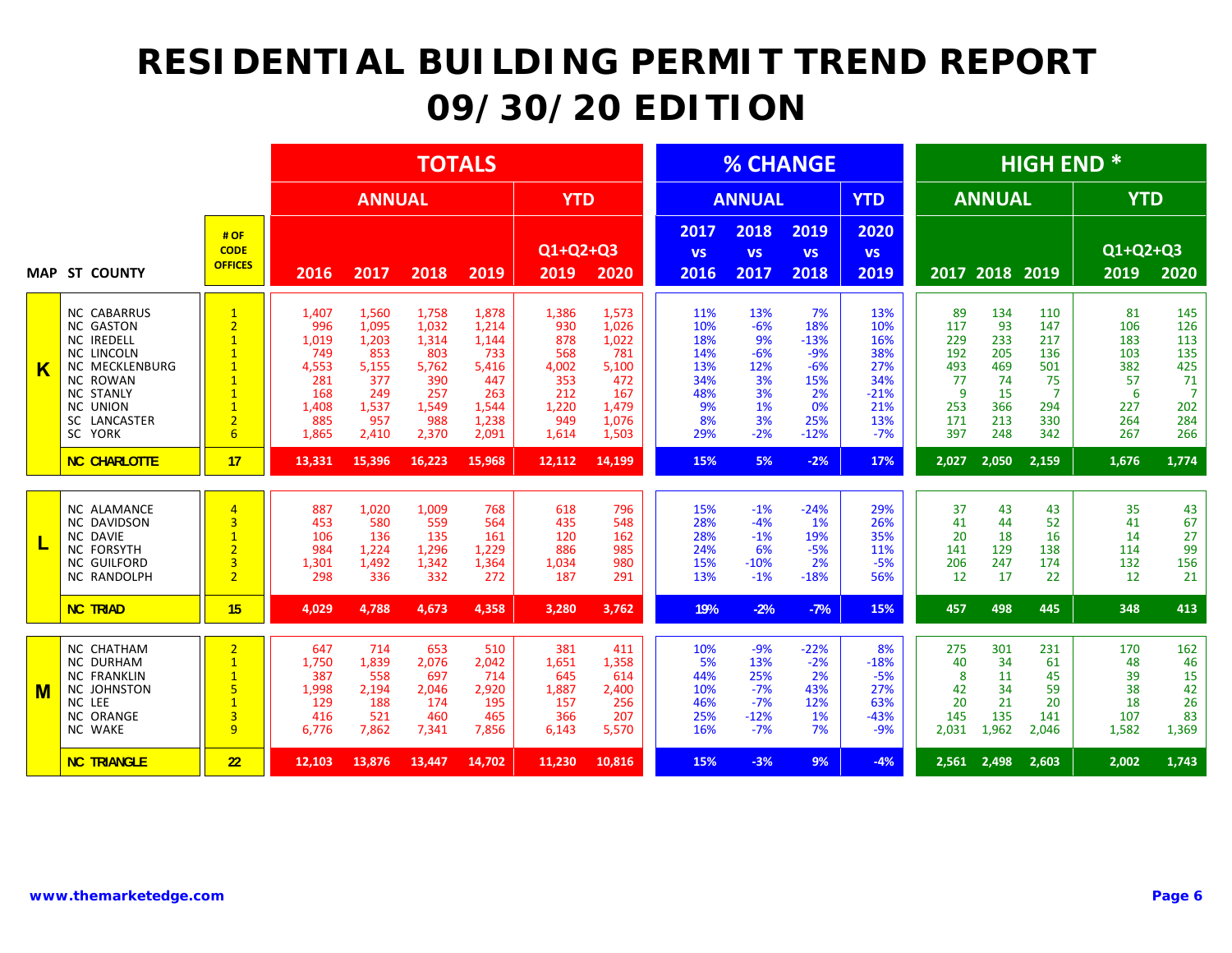# RESIDENTIAL BUILDING PERMIT TREND REPORT
# 09/30/20 EDITION

| MAP | ST | COUNTY | # OF CODE OFFICES | TOTALS | | | | | | % CHANGE | | | | HIGH END * | | | | |
|---|---|---|---|---|---|---|---|---|---|---|---|---|---|---|---|---|---|---|
| | | | | ANNUAL | | | | YTD | | ANNUAL | | | YTD | ANNUAL | | | YTD | |
| | | | | 2016 | 2017 | 2018 | 2019 | Q1+Q2+Q3 2019 | Q1+Q2+Q3 2020 | 2017 vs 2016 | 2018 vs 2017 | 2019 vs 2018 | 2020 vs 2019 | 2017 | 2018 | 2019 | Q1+Q2+Q3 2019 | Q1+Q2+Q3 2020 |
| K | NC | CABARRUS | 1 | 1,407 | 1,560 | 1,758 | 1,878 | 1,386 | 1,573 | 11% | 13% | 7% | 13% | 89 | 134 | 110 | 81 | 145 |
| K | NC | GASTON | 2 | 996 | 1,095 | 1,032 | 1,214 | 930 | 1,026 | 10% | -6% | 18% | 10% | 117 | 93 | 147 | 106 | 126 |
| K | NC | IREDELL | 1 | 1,019 | 1,203 | 1,314 | 1,144 | 878 | 1,022 | 18% | 9% | -13% | 16% | 229 | 233 | 217 | 183 | 113 |
| K | NC | LINCOLN | 1 | 749 | 853 | 803 | 733 | 568 | 781 | 14% | -6% | -9% | 38% | 192 | 205 | 136 | 103 | 135 |
| K | NC | MECKLENBURG | 1 | 4,553 | 5,155 | 5,762 | 5,416 | 4,002 | 5,100 | 13% | 12% | -6% | 27% | 493 | 469 | 501 | 382 | 425 |
| K | NC | ROWAN | 1 | 281 | 377 | 390 | 447 | 353 | 472 | 34% | 3% | 15% | 34% | 77 | 74 | 75 | 57 | 71 |
| K | NC | STANLY | 1 | 168 | 249 | 257 | 263 | 212 | 167 | 48% | 3% | 2% | -21% | 9 | 15 | 7 | 6 | 7 |
| K | NC | UNION | 1 | 1,408 | 1,537 | 1,549 | 1,544 | 1,220 | 1,479 | 9% | 1% | 0% | 21% | 253 | 366 | 294 | 227 | 202 |
| K | SC | LANCASTER | 2 | 885 | 957 | 988 | 1,238 | 949 | 1,076 | 8% | 3% | 25% | 13% | 171 | 213 | 330 | 264 | 284 |
| K | SC | YORK | 6 | 1,865 | 2,410 | 2,370 | 2,091 | 1,614 | 1,503 | 29% | -2% | -12% | -7% | 397 | 248 | 342 | 267 | 266 |
| | NC | CHARLOTTE | 17 | 13,331 | 15,396 | 16,223 | 15,968 | 12,112 | 14,199 | 15% | 5% | -2% | 17% | 2,027 | 2,050 | 2,159 | 1,676 | 1,774 |
| L | NC | ALAMANCE | 4 | 887 | 1,020 | 1,009 | 768 | 618 | 796 | 15% | -1% | -24% | 29% | 37 | 43 | 43 | 35 | 43 |
| L | NC | DAVIDSON | 3 | 453 | 580 | 559 | 564 | 435 | 548 | 28% | -4% | 1% | 26% | 41 | 44 | 52 | 41 | 67 |
| L | NC | DAVIE | 1 | 106 | 136 | 135 | 161 | 120 | 162 | 28% | -1% | 19% | 35% | 20 | 18 | 16 | 14 | 27 |
| L | NC | FORSYTH | 2 | 984 | 1,224 | 1,296 | 1,229 | 886 | 985 | 24% | 6% | -5% | 11% | 141 | 129 | 138 | 114 | 99 |
| L | NC | GUILFORD | 3 | 1,301 | 1,492 | 1,342 | 1,364 | 1,034 | 980 | 15% | -10% | 2% | -5% | 206 | 247 | 174 | 132 | 156 |
| L | NC | RANDOLPH | 2 | 298 | 336 | 332 | 272 | 187 | 291 | 13% | -1% | -18% | 56% | 12 | 17 | 22 | 12 | 21 |
| | NC | TRIAD | 15 | 4,029 | 4,788 | 4,673 | 4,358 | 3,280 | 3,762 | 19% | -2% | -7% | 15% | 457 | 498 | 445 | 348 | 413 |
| M | NC | CHATHAM | 2 | 647 | 714 | 653 | 510 | 381 | 411 | 10% | -9% | -22% | 8% | 275 | 301 | 231 | 170 | 162 |
| M | NC | DURHAM | 1 | 1,750 | 1,839 | 2,076 | 2,042 | 1,651 | 1,358 | 5% | 13% | -2% | -18% | 40 | 34 | 61 | 48 | 46 |
| M | NC | FRANKLIN | 1 | 387 | 558 | 697 | 714 | 645 | 614 | 44% | 25% | 2% | -5% | 8 | 11 | 45 | 39 | 15 |
| M | NC | JOHNSTON | 5 | 1,998 | 2,194 | 2,046 | 2,920 | 1,887 | 2,400 | 10% | -7% | 43% | 27% | 42 | 34 | 59 | 38 | 42 |
| M | NC | LEE | 1 | 129 | 188 | 174 | 195 | 157 | 256 | 46% | -7% | 12% | 63% | 20 | 21 | 20 | 18 | 26 |
| M | NC | ORANGE | 3 | 416 | 521 | 460 | 465 | 366 | 207 | 25% | -12% | 1% | -43% | 145 | 135 | 141 | 107 | 83 |
| M | NC | WAKE | 9 | 6,776 | 7,862 | 7,341 | 7,856 | 6,143 | 5,570 | 16% | -7% | 7% | -9% | 2,031 | 1,962 | 2,046 | 1,582 | 1,369 |
| | NC | TRIANGLE | 22 | 12,103 | 13,876 | 13,447 | 14,702 | 11,230 | 10,816 | 15% | -3% | 9% | -4% | 2,561 | 2,498 | 2,603 | 2,002 | 1,743 |

www.themarketedge.com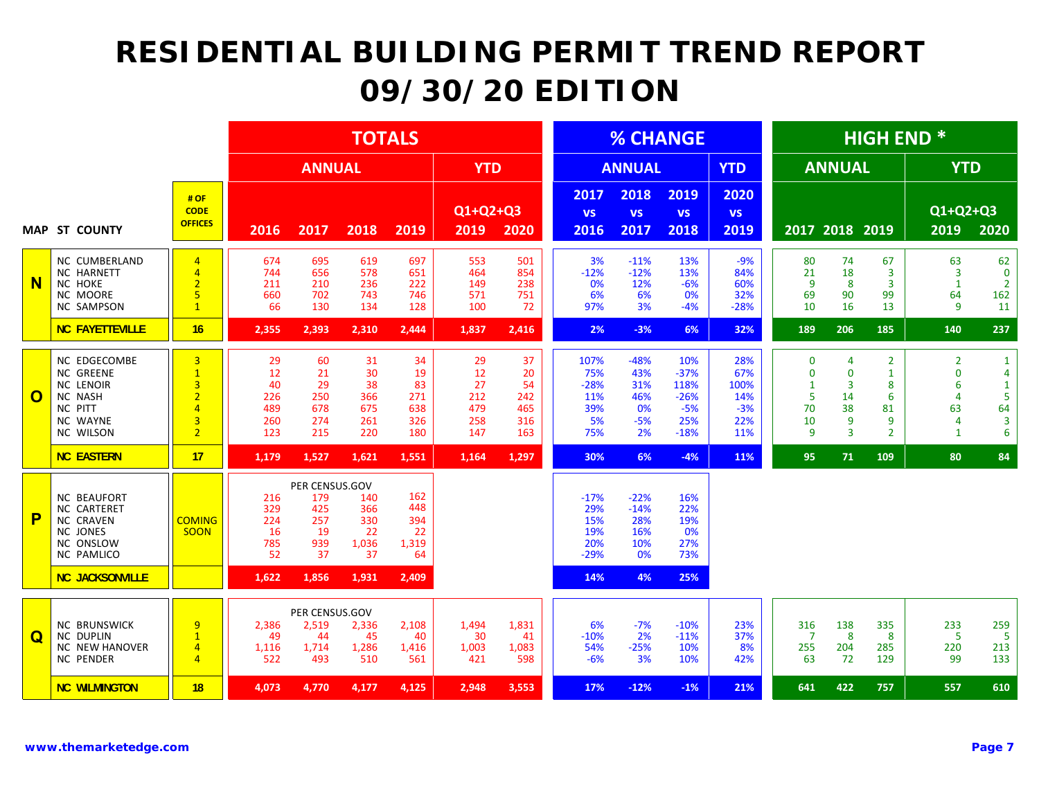# RESIDENTIAL BUILDING PERMIT TREND REPORT
# 09/30/20 EDITION

| MAP | ST COUNTY | # OF CODE OFFICES | TOTALS ANNUAL 2016 | 2017 | 2018 | 2019 | TOTALS YTD Q1+Q2+Q3 2019 | 2020 | % CHANGE ANNUAL 2017 vs 2016 | 2018 vs 2017 | 2019 vs 2018 | % CHANGE YTD 2020 vs 2019 | HIGH END * ANNUAL 2017 | 2018 | 2019 | HIGH END * YTD Q1+Q2+Q3 2019 | 2020 |
|---|---|---|---|---|---|---|---|---|---|---|---|---|---|---|---|---|---|
| N | NC CUMBERLAND | 4 | 674 | 695 | 619 | 697 | 553 | 501 | 3% | -11% | 13% | -9% | 80 | 74 | 67 | 63 | 62 |
| | NC HARNETT | 4 | 744 | 656 | 578 | 651 | 464 | 854 | -12% | -12% | 13% | 84% | 21 | 18 | 3 | 3 | 0 |
| | NC HOKE | 2 | 211 | 210 | 236 | 222 | 149 | 238 | 0% | 12% | -6% | 60% | 9 | 8 | 3 | 1 | 2 |
| | NC MOORE | 5 | 660 | 702 | 743 | 746 | 571 | 751 | 6% | 6% | 0% | 32% | 69 | 90 | 99 | 64 | 162 |
| | NC SAMPSON | 1 | 66 | 130 | 134 | 128 | 100 | 72 | 97% | 3% | -4% | -28% | 10 | 16 | 13 | 9 | 11 |
| | **NC FAYETTEVILLE** | **16** | **2,355** | **2,393** | **2,310** | **2,444** | **1,837** | **2,416** | **2%** | **-3%** | **6%** | **32%** | **189** | **206** | **185** | **140** | **237** |
| O | NC EDGECOMBE | 3 | 29 | 60 | 31 | 34 | 29 | 37 | 107% | -48% | 10% | 28% | 0 | 4 | 2 | 2 | 1 |
| | NC GREENE | 1 | 12 | 21 | 30 | 19 | 12 | 20 | 75% | 43% | -37% | 67% | 0 | 0 | 1 | 0 | 4 |
| | NC LENOIR | 3 | 40 | 29 | 38 | 83 | 27 | 54 | -28% | 31% | 118% | 100% | 1 | 3 | 8 | 6 | 1 |
| | NC NASH | 2 | 226 | 250 | 366 | 271 | 212 | 242 | 11% | 46% | -26% | 14% | 5 | 14 | 6 | 4 | 5 |
| | NC PITT | 4 | 489 | 678 | 675 | 638 | 479 | 465 | 39% | 0% | -5% | -3% | 70 | 38 | 81 | 63 | 64 |
| | NC WAYNE | 3 | 260 | 274 | 261 | 326 | 258 | 316 | 5% | -5% | 25% | 22% | 10 | 9 | 9 | 4 | 3 |
| | NC WILSON | 2 | 123 | 215 | 220 | 180 | 147 | 163 | 75% | 2% | -18% | 11% | 9 | 3 | 2 | 1 | 6 |
| | **NC EASTERN** | **17** | **1,179** | **1,527** | **1,621** | **1,551** | **1,164** | **1,297** | **30%** | **6%** | **-4%** | **11%** | **95** | **71** | **109** | **80** | **84** |
| P | | | PER CENSUS.GOV | | | | | | | | | | | | | | |
| | NC BEAUFORT | COMING SOON | 216 | 179 | 140 | 162 | | | -17% | -22% | 16% | | | | | | |
| | NC CARTERET | | 329 | 425 | 366 | 448 | | | 29% | -14% | 22% | | | | | | |
| | NC CRAVEN | | 224 | 257 | 330 | 394 | | | 15% | 28% | 19% | | | | | | |
| | NC JONES | | 16 | 19 | 22 | 22 | | | 19% | 16% | 0% | | | | | | |
| | NC ONSLOW | | 785 | 939 | 1,036 | 1,319 | | | 20% | 10% | 27% | | | | | | |
| | NC PAMLICO | | 52 | 37 | 37 | 64 | | | -29% | 0% | 73% | | | | | | |
| | **NC JACKSONVILLE** | | **1,622** | **1,856** | **1,931** | **2,409** | | | **14%** | **4%** | **25%** | | | | | | |
| Q | | | PER CENSUS.GOV | | | | | | | | | | | | | | |
| | NC BRUNSWICK | 9 | 2,386 | 2,519 | 2,336 | 2,108 | 1,494 | 1,831 | 6% | -7% | -10% | 23% | 316 | 138 | 335 | 233 | 259 |
| | NC DUPLIN | 1 | 49 | 44 | 45 | 40 | 30 | 41 | -10% | 2% | -11% | 37% | 7 | 8 | 8 | 5 | 5 |
| | NC NEW HANOVER | 4 | 1,116 | 1,714 | 1,286 | 1,416 | 1,003 | 1,083 | 54% | -25% | 10% | 8% | 255 | 204 | 285 | 220 | 213 |
| | NC PENDER | 4 | 522 | 493 | 510 | 561 | 421 | 598 | -6% | 3% | 10% | 42% | 63 | 72 | 129 | 99 | 133 |
| | **NC WILMINGTON** | **18** | **4,073** | **4,770** | **4,177** | **4,125** | **2,948** | **3,553** | **17%** | **-12%** | **-1%** | **21%** | **641** | **422** | **757** | **557** | **610** |

www.themarketedge.com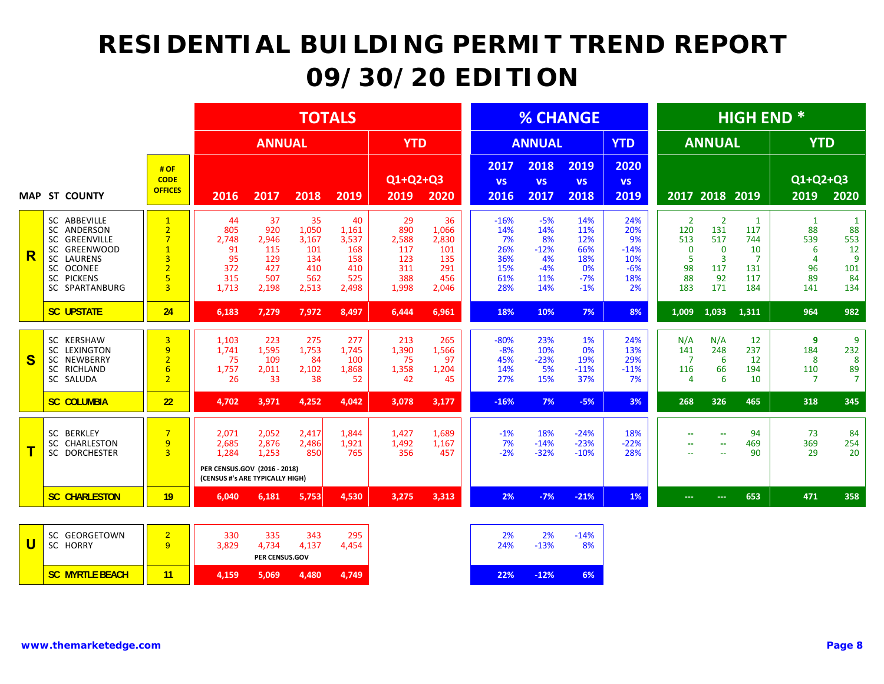# RESIDENTIAL BUILDING PERMIT TREND REPORT
# 09/30/20 EDITION

| MAP | ST | COUNTY | # OF CODE OFFICES | TOTALS ANNUAL 2016 | 2017 | 2018 | 2019 | TOTALS YTD Q1+Q2+Q3 2019 | 2020 | % CHANGE ANNUAL 2017 vs 2016 | 2018 vs 2017 | 2019 vs 2018 | % CHANGE YTD 2020 vs 2019 | HIGH END * ANNUAL 2017 | 2018 | 2019 | HIGH END * YTD Q1+Q2+Q3 2019 | 2020 |
|---|---|---|---|---|---|---|---|---|---|---|---|---|---|---|---|---|---|---|
| R | SC | ABBEVILLE | 1 | 44 | 37 | 35 | 40 | 29 | 36 | -16% | -5% | 14% | 24% | 2 | 2 | 1 | 1 | 1 |
| R | SC | ANDERSON | 2 | 805 | 920 | 1,050 | 1,161 | 890 | 1,066 | 14% | 14% | 11% | 20% | 120 | 131 | 117 | 88 | 88 |
| R | SC | GREENVILLE | 7 | 2,748 | 2,946 | 3,167 | 3,537 | 2,588 | 2,830 | 7% | 8% | 12% | 9% | 513 | 517 | 744 | 539 | 553 |
| R | SC | GREENWOOD | 1 | 91 | 115 | 101 | 168 | 117 | 101 | 26% | -12% | 66% | -14% | 0 | 0 | 10 | 6 | 12 |
| R | SC | LAURENS | 3 | 95 | 129 | 134 | 158 | 123 | 135 | 36% | 4% | 18% | 10% | 5 | 3 | 7 | 4 | 9 |
| R | SC | OCONEE | 2 | 372 | 427 | 410 | 410 | 311 | 291 | 15% | -4% | 0% | -6% | 98 | 117 | 131 | 96 | 101 |
| R | SC | PICKENS | 5 | 315 | 507 | 562 | 525 | 388 | 456 | 61% | 11% | -7% | 18% | 88 | 92 | 117 | 89 | 84 |
| R | SC | SPARTANBURG | 3 | 1,713 | 2,198 | 2,513 | 2,498 | 1,998 | 2,046 | 28% | 14% | -1% | 2% | 183 | 171 | 184 | 141 | 134 |
| | **SC** | **UPSTATE** | **24** | **6,183** | **7,279** | **7,972** | **8,497** | **6,444** | **6,961** | **18%** | **10%** | **7%** | **8%** | **1,009** | **1,033** | **1,311** | **964** | **982** |
| S | SC | KERSHAW | 3 | 1,103 | 223 | 275 | 277 | 213 | 265 | -80% | 23% | 1% | 24% | N/A | N/A | 12 | 9 | 9 |
| S | SC | LEXINGTON | 9 | 1,741 | 1,595 | 1,753 | 1,745 | 1,390 | 1,566 | -8% | 10% | 0% | 13% | 141 | 248 | 237 | 184 | 232 |
| S | SC | NEWBERRY | 2 | 75 | 109 | 84 | 100 | 75 | 97 | 45% | -23% | 19% | 29% | 7 | 6 | 12 | 8 | 8 |
| S | SC | RICHLAND | 6 | 1,757 | 2,011 | 2,102 | 1,868 | 1,358 | 1,204 | 14% | 5% | -11% | -11% | 116 | 66 | 194 | 110 | 89 |
| S | SC | SALUDA | 2 | 26 | 33 | 38 | 52 | 42 | 45 | 27% | 15% | 37% | 7% | 4 | 6 | 10 | 7 | 7 |
| | **SC** | **COLUMBIA** | **22** | **4,702** | **3,971** | **4,252** | **4,042** | **3,078** | **3,177** | **-16%** | **7%** | **-5%** | **3%** | **268** | **326** | **465** | **318** | **345** |
| T | SC | BERKLEY | 7 | 2,071 | 2,052 | 2,417 | 1,844 | 1,427 | 1,689 | -1% | 18% | -24% | 18% | -- | -- | 94 | 73 | 84 |
| T | SC | CHARLESTON | 9 | 2,685 | 2,876 | 2,486 | 1,921 | 1,492 | 1,167 | 7% | -14% | -23% | -22% | -- | -- | 469 | 369 | 254 |
| T | SC | DORCHESTER | 3 | 1,284 | 1,253 | 850 | 765 | 356 | 457 | -2% | -32% | -10% | 28% | -- | -- | 90 | 29 | 20 |
| | | | | PER CENSUS.GOV (2016 - 2018) (CENSUS #'s ARE TYPICALLY HIGH) | | | | | | | | | | | | | | |
| | **SC** | **CHARLESTON** | **19** | **6,040** | **6,181** | **5,753** | **4,530** | **3,275** | **3,313** | **2%** | **-7%** | **-21%** | **1%** | **---** | **---** | **653** | **471** | **358** |
| U | SC | GEORGETOWN | 2 | 330 | 335 | 343 | 295 | | | 2% | 2% | -14% | | | | | | |
| U | SC | HORRY | 9 | 3,829 | 4,734 | 4,137 | 4,454 | | | 24% | -13% | 8% | | | | | | |
| | | | | PER CENSUS.GOV | | | | | | | | | | | | | | |
| | **SC** | **MYRTLE BEACH** | **11** | **4,159** | **5,069** | **4,480** | **4,749** | | | **22%** | **-12%** | **6%** | | | | | | |

www.themarketedge.com